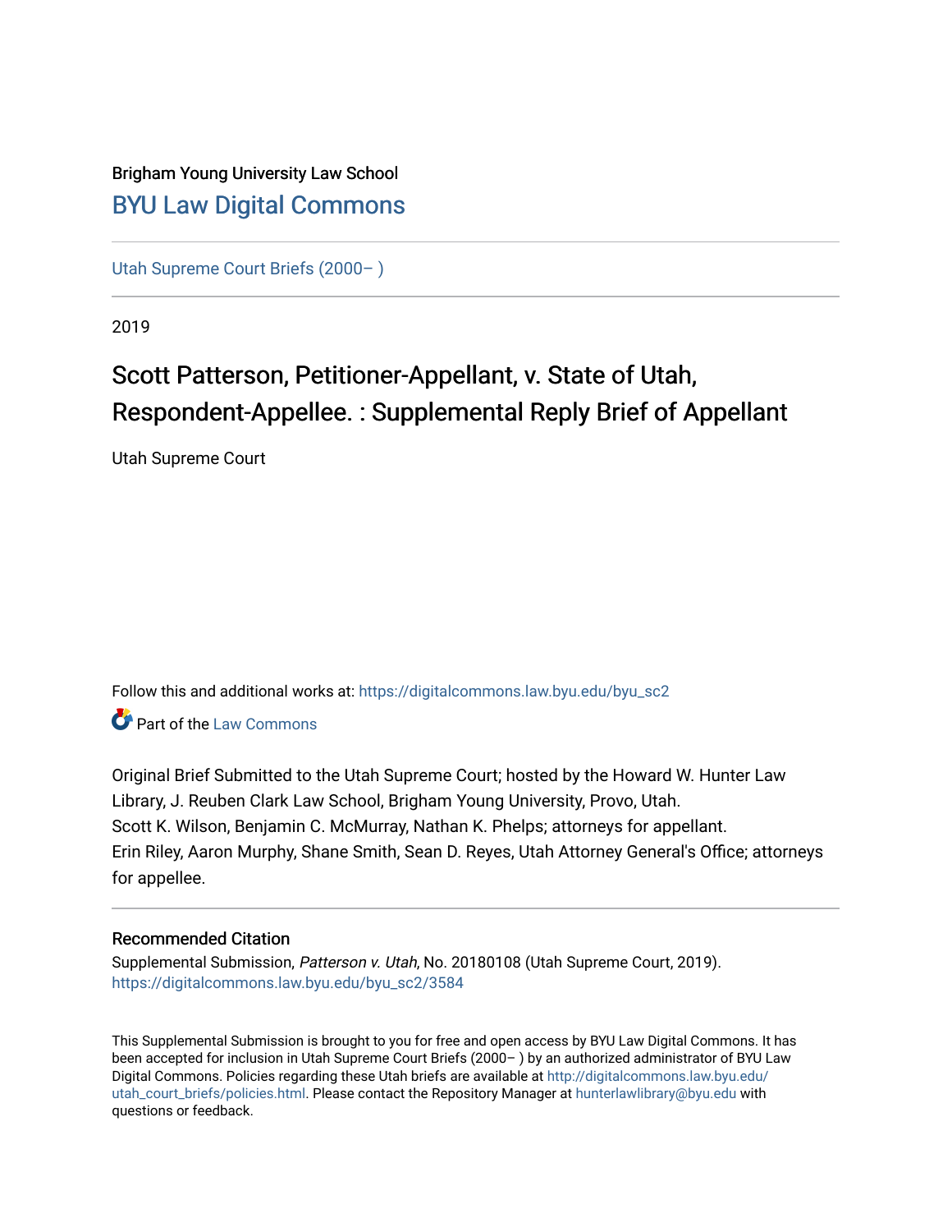Brigham Young University Law School

## BYU Law Digital Commons

Utah Supreme Court Briefs (2000– )

2019

# Scott Patterson, Petitioner-Appellant, v. State of Utah, Respondent-Appellee. : Supplemental Reply Brief of Appellant

Utah Supreme Court

Follow this and additional works at: https://digitalcommons.law.byu.edu/byu_sc2

Part of the Law Commons

Original Brief Submitted to the Utah Supreme Court; hosted by the Howard W. Hunter Law Library, J. Reuben Clark Law School, Brigham Young University, Provo, Utah.
Scott K. Wilson, Benjamin C. McMurray, Nathan K. Phelps; attorneys for appellant.
Erin Riley, Aaron Murphy, Shane Smith, Sean D. Reyes, Utah Attorney General's Office; attorneys for appellee.

### Recommended Citation

Supplemental Submission, *Patterson v. Utah*, No. 20180108 (Utah Supreme Court, 2019).
https://digitalcommons.law.byu.edu/byu_sc2/3584

This Supplemental Submission is brought to you for free and open access by BYU Law Digital Commons. It has been accepted for inclusion in Utah Supreme Court Briefs (2000– ) by an authorized administrator of BYU Law Digital Commons. Policies regarding these Utah briefs are available at http://digitalcommons.law.byu.edu/utah_court_briefs/policies.html. Please contact the Repository Manager at hunterlawlibrary@byu.edu with questions or feedback.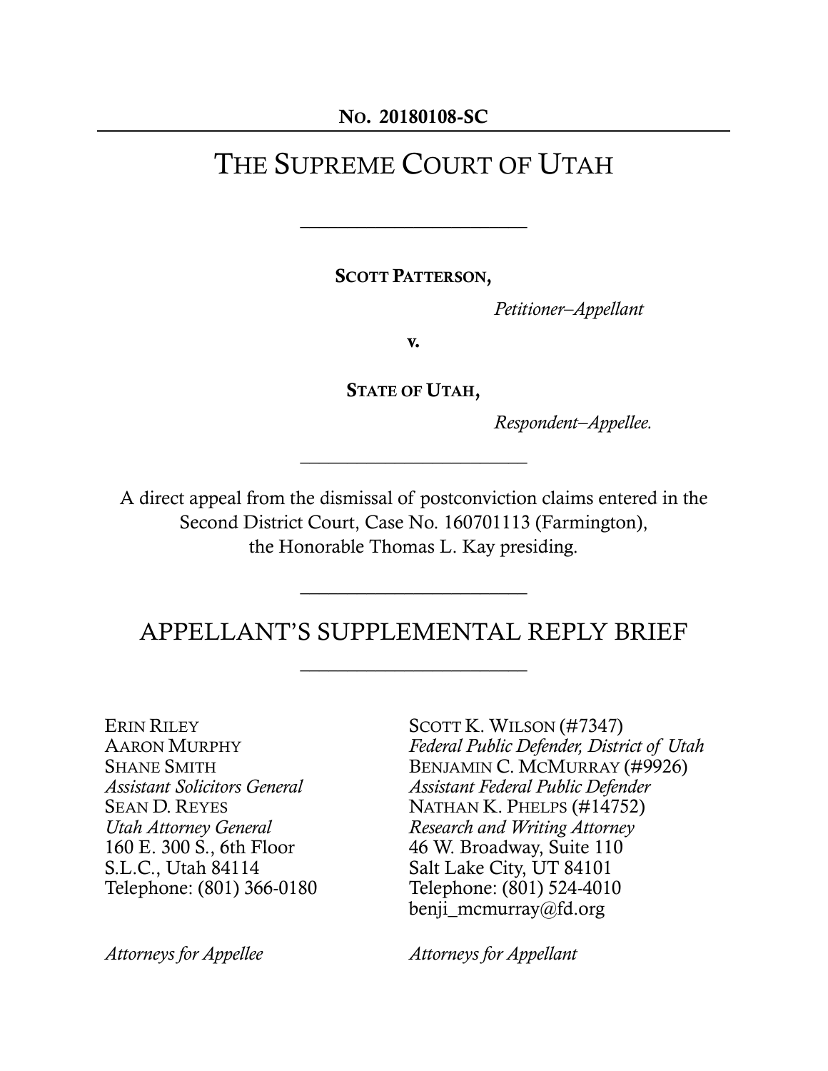**NO. 20180108-SC**

# THE SUPREME COURT OF UTAH

---

**SCOTT PATTERSON,**

*Petitioner–Appellant*

**v.**

**STATE OF UTAH,**

*Respondent–Appellee.*

---

A direct appeal from the dismissal of postconviction claims entered in the Second District Court, Case No. 160701113 (Farmington), the Honorable Thomas L. Kay presiding.

---

## APPELLANT'S SUPPLEMENTAL REPLY BRIEF

---

ERIN RILEY
AARON MURPHY
SHANE SMITH
*Assistant Solicitors General*
SEAN D. REYES
*Utah Attorney General*
160 E. 300 S., 6th Floor
S.L.C., Utah 84114
Telephone: (801) 366-0180

*Attorneys for Appellee*

SCOTT K. WILSON (#7347)
*Federal Public Defender, District of Utah*
BENJAMIN C. MCMURRAY (#9926)
*Assistant Federal Public Defender*
NATHAN K. PHELPS (#14752)
*Research and Writing Attorney*
46 W. Broadway, Suite 110
Salt Lake City, UT 84101
Telephone: (801) 524-4010
benji_mcmurray@fd.org

*Attorneys for Appellant*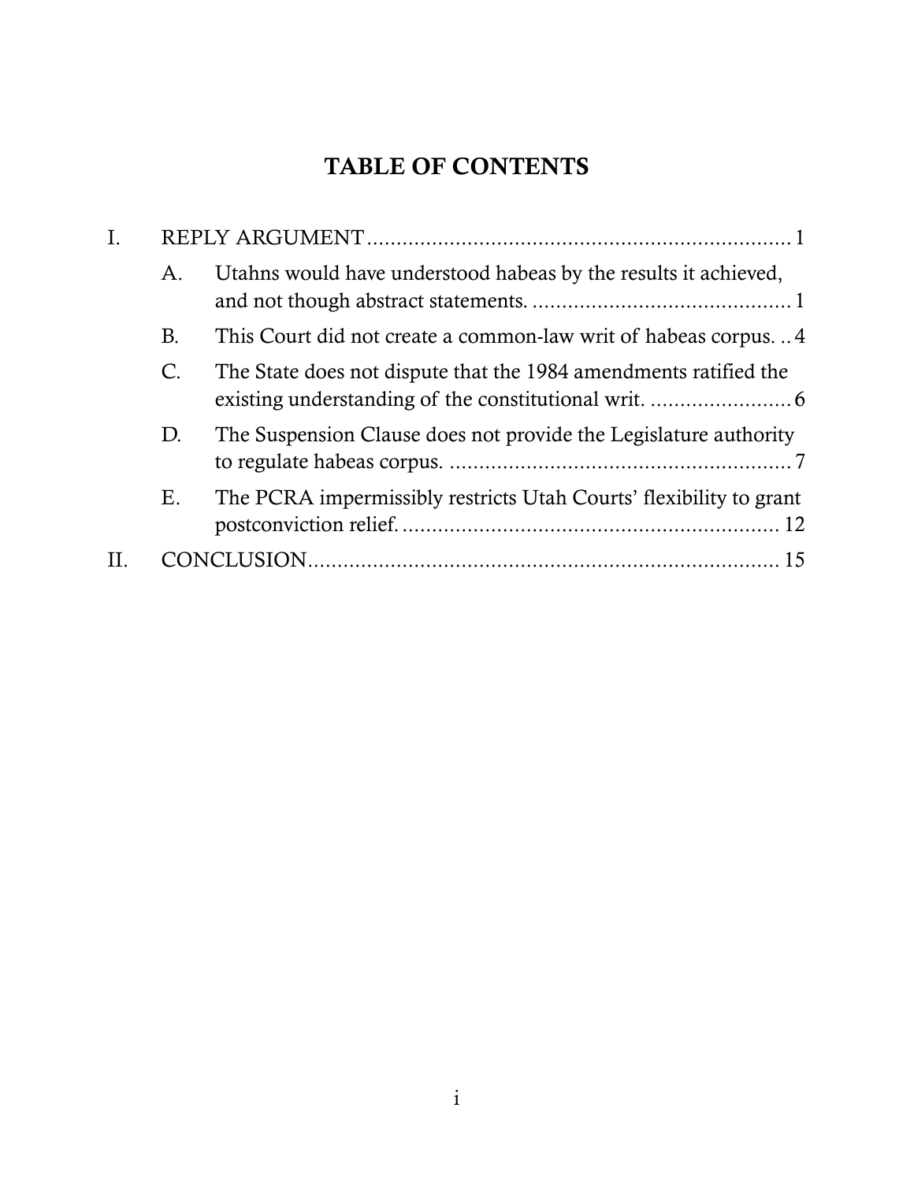# TABLE OF CONTENTS

I. REPLY ARGUMENT ........................................................................ 1

  A. Utahns would have understood habeas by the results it achieved, and not though abstract statements. ............................................ 1

  B. This Court did not create a common-law writ of habeas corpus. .. 4

  C. The State does not dispute that the 1984 amendments ratified the existing understanding of the constitutional writ. ........................ 6

  D. The Suspension Clause does not provide the Legislature authority to regulate habeas corpus. .......................................................... 7

  E. The PCRA impermissibly restricts Utah Courts' flexibility to grant postconviction relief. ................................................................ 12

II. CONCLUSION ............................................................................... 15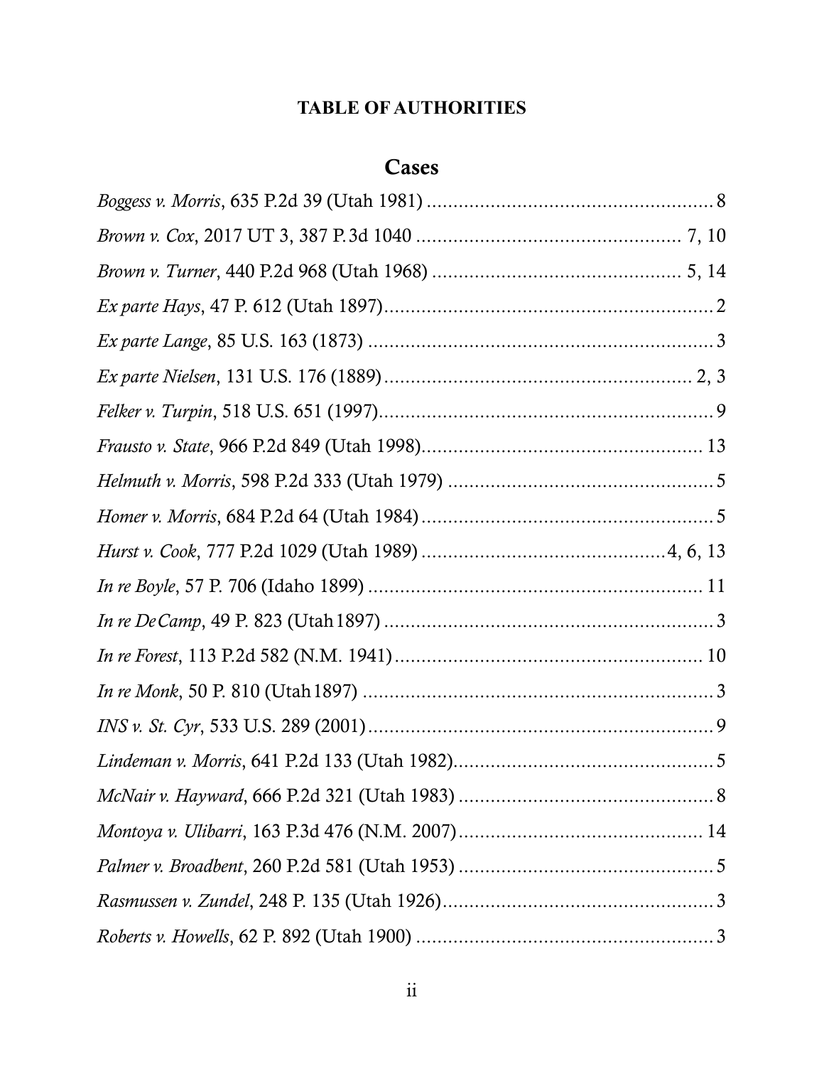**TABLE OF AUTHORITIES**

## Cases

*Boggess v. Morris*, 635 P.2d 39 (Utah 1981) ...................................................... 8

*Brown v. Cox*, 2017 UT 3, 387 P.3d 1040 .................................................. 7, 10

*Brown v. Turner*, 440 P.2d 968 (Utah 1968) ............................................... 5, 14

*Ex parte Hays*, 47 P. 612 (Utah 1897)............................................................... 2

*Ex parte Lange*, 85 U.S. 163 (1873) ................................................................. 3

*Ex parte Nielsen*, 131 U.S. 176 (1889)........................................................... 2, 3

*Felker v. Turpin*, 518 U.S. 651 (1997)................................................................ 9

*Frausto v. State*, 966 P.2d 849 (Utah 1998)..................................................... 13

*Helmuth v. Morris*, 598 P.2d 333 (Utah 1979) .................................................. 5

*Homer v. Morris*, 684 P.2d 64 (Utah 1984)....................................................... 5

*Hurst v. Cook*, 777 P.2d 1029 (Utah 1989) ..............................................4, 6, 13

*In re Boyle*, 57 P. 706 (Idaho 1899) ............................................................... 11

*In re DeCamp*, 49 P. 823 (Utah 1897) .............................................................. 3

*In re Forest*, 113 P.2d 582 (N.M. 1941)........................................................... 10

*In re Monk*, 50 P. 810 (Utah 1897) .................................................................. 3

*INS v. St. Cyr*, 533 U.S. 289 (2001)................................................................. 9

*Lindeman v. Morris*, 641 P.2d 133 (Utah 1982)................................................. 5

*McNair v. Hayward*, 666 P.2d 321 (Utah 1983) ................................................ 8

*Montoya v. Ulibarri*, 163 P.3d 476 (N.M. 2007).............................................. 14

*Palmer v. Broadbent*, 260 P.2d 581 (Utah 1953) ................................................ 5

*Rasmussen v. Zundel*, 248 P. 135 (Utah 1926)................................................... 3

*Roberts v. Howells*, 62 P. 892 (Utah 1900) ........................................................ 3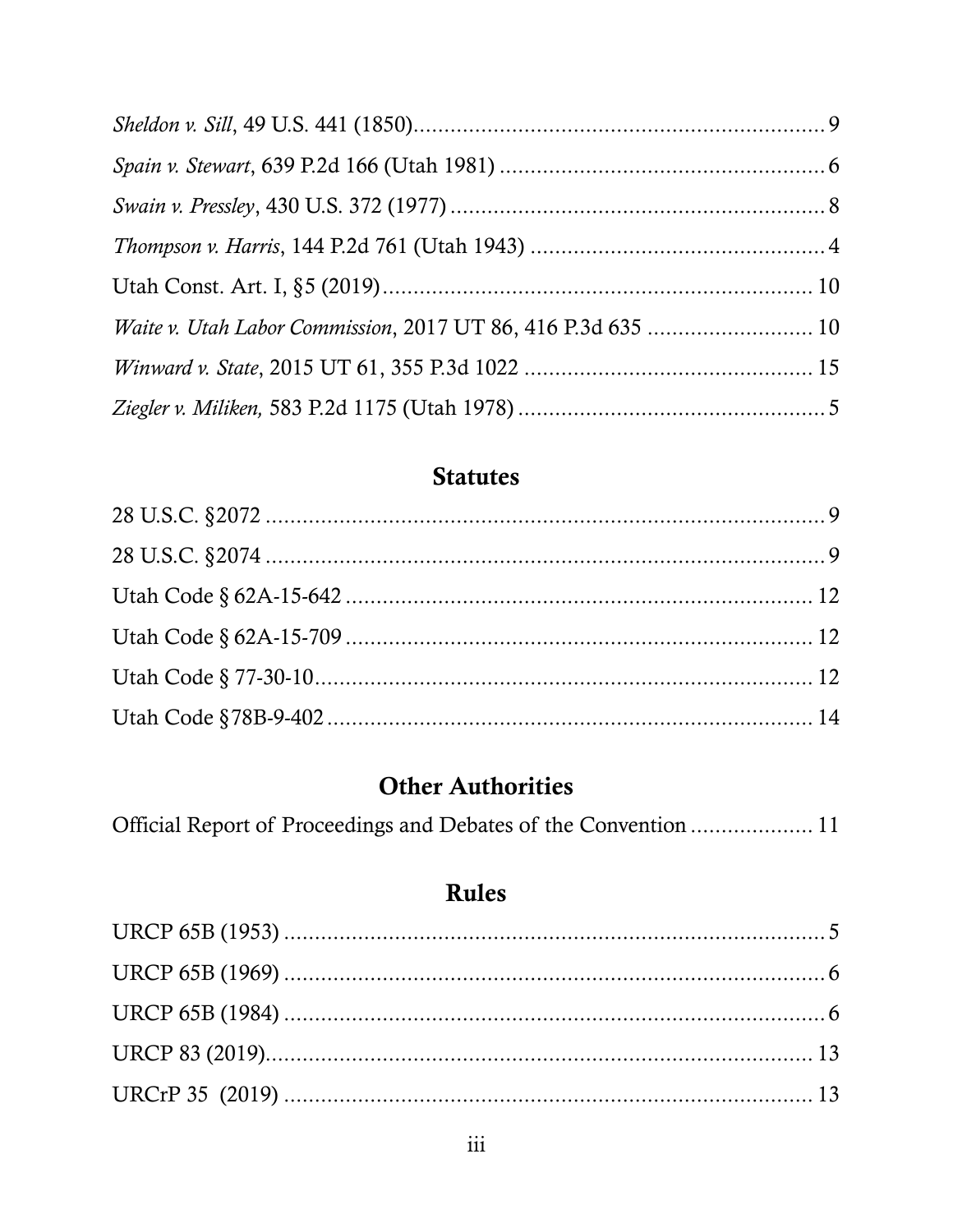*Sheldon v. Sill*, 49 U.S. 441 (1850)................................................................ 9

*Spain v. Stewart*, 639 P.2d 166 (Utah 1981) ..................................................... 6

*Swain v. Pressley*, 430 U.S. 372 (1977) ............................................................ 8

*Thompson v. Harris*, 144 P.2d 761 (Utah 1943) ................................................ 4

Utah Const. Art. I, §5 (2019)................................................................... 10

*Waite v. Utah Labor Commission*, 2017 UT 86, 416 P.3d 635 ........................... 10

*Winward v. State*, 2015 UT 61, 355 P.3d 1022 ............................................... 15

*Ziegler v. Miliken,* 583 P.2d 1175 (Utah 1978) .................................................. 5

## Statutes

28 U.S.C. §2072 ........................................................................................ 9

28 U.S.C. §2074 ........................................................................................ 9

Utah Code § 62A-15-642 .......................................................................... 12

Utah Code § 62A-15-709 .......................................................................... 12

Utah Code § 77-30-10............................................................................... 12

Utah Code §78B-9-402 .............................................................................. 14

## Other Authorities

Official Report of Proceedings and Debates of the Convention ................... 11

## Rules

URCP 65B (1953) ...................................................................................... 5

URCP 65B (1969) ...................................................................................... 6

URCP 65B (1984) ...................................................................................... 6

URCP 83 (2019)......................................................................................... 13

URCrP 35 (2019) ...................................................................................... 13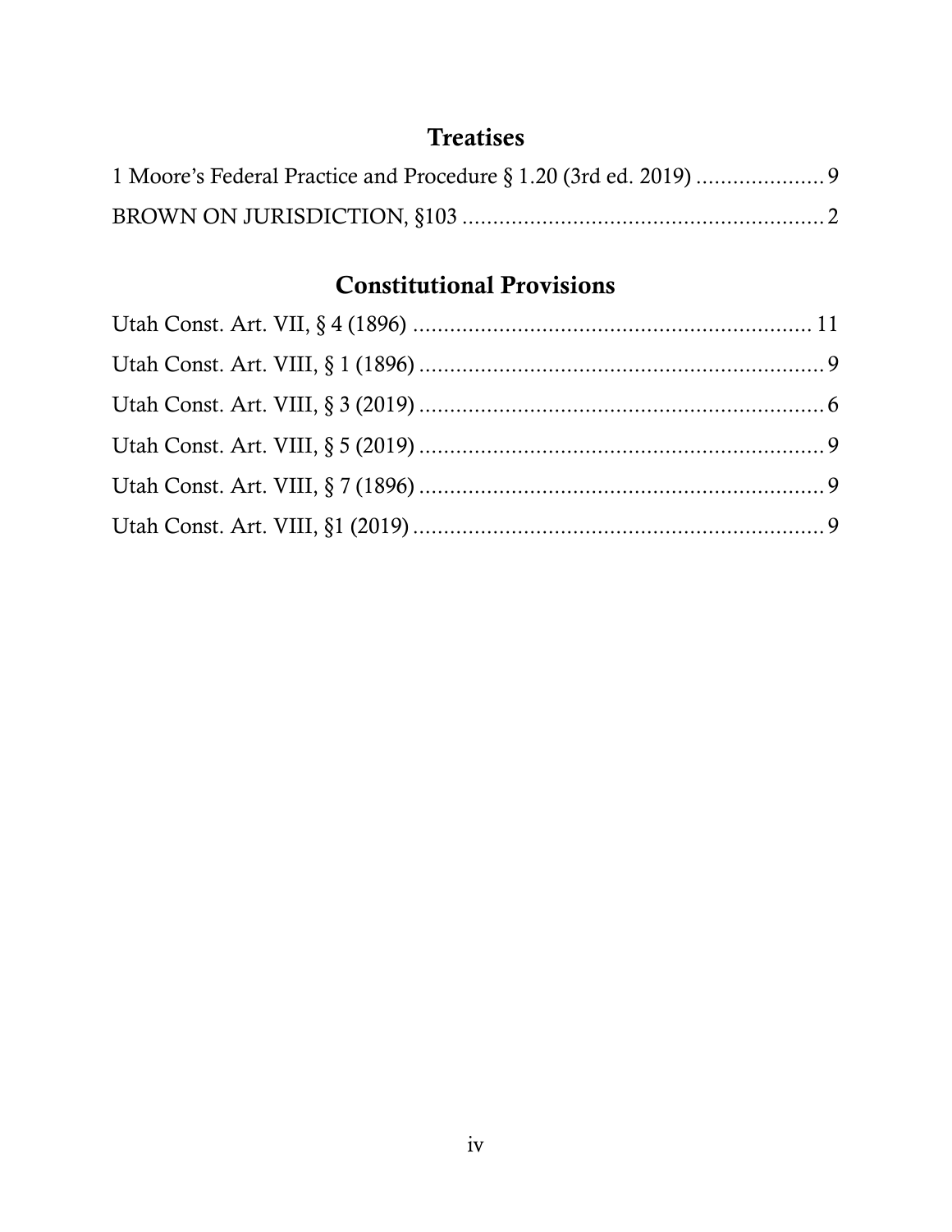## Treatises

1 Moore's Federal Practice and Procedure § 1.20 (3rd ed. 2019) ..................... 9

BROWN ON JURISDICTION, §103 ........................................................... 2

## Constitutional Provisions

Utah Const. Art. VII, § 4 (1896) .................................................................. 11

Utah Const. Art. VIII, § 1 (1896) .................................................................. 9

Utah Const. Art. VIII, § 3 (2019) .................................................................. 6

Utah Const. Art. VIII, § 5 (2019) .................................................................. 9

Utah Const. Art. VIII, § 7 (1896) .................................................................. 9

Utah Const. Art. VIII, §1 (2019) ................................................................... 9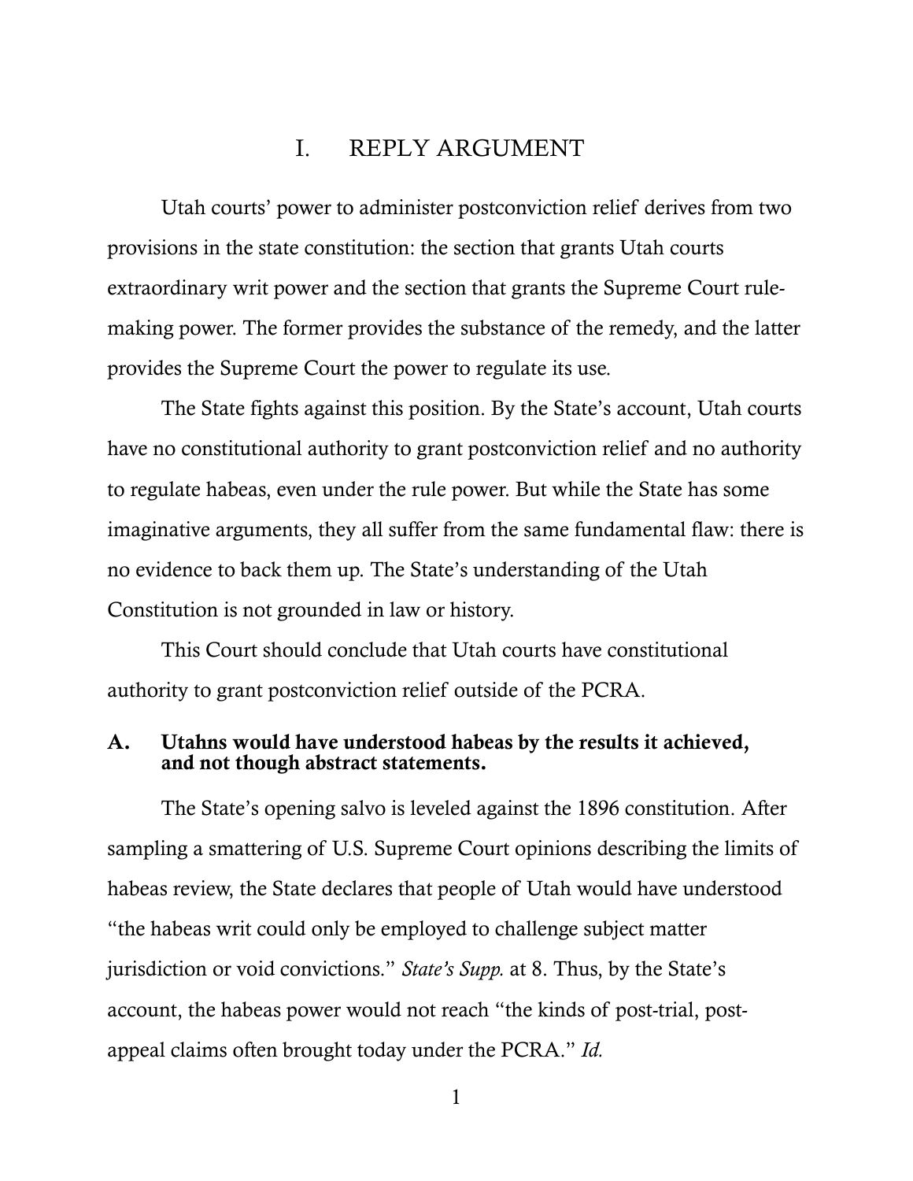# I. REPLY ARGUMENT

Utah courts' power to administer postconviction relief derives from two provisions in the state constitution: the section that grants Utah courts extraordinary writ power and the section that grants the Supreme Court rule-making power. The former provides the substance of the remedy, and the latter provides the Supreme Court the power to regulate its use.

The State fights against this position. By the State's account, Utah courts have no constitutional authority to grant postconviction relief and no authority to regulate habeas, even under the rule power. But while the State has some imaginative arguments, they all suffer from the same fundamental flaw: there is no evidence to back them up. The State's understanding of the Utah Constitution is not grounded in law or history.

This Court should conclude that Utah courts have constitutional authority to grant postconviction relief outside of the PCRA.

## A. Utahns would have understood habeas by the results it achieved, and not though abstract statements.

The State's opening salvo is leveled against the 1896 constitution. After sampling a smattering of U.S. Supreme Court opinions describing the limits of habeas review, the State declares that people of Utah would have understood "the habeas writ could only be employed to challenge subject matter jurisdiction or void convictions." *State's Supp.* at 8. Thus, by the State's account, the habeas power would not reach "the kinds of post-trial, post-appeal claims often brought today under the PCRA." *Id.*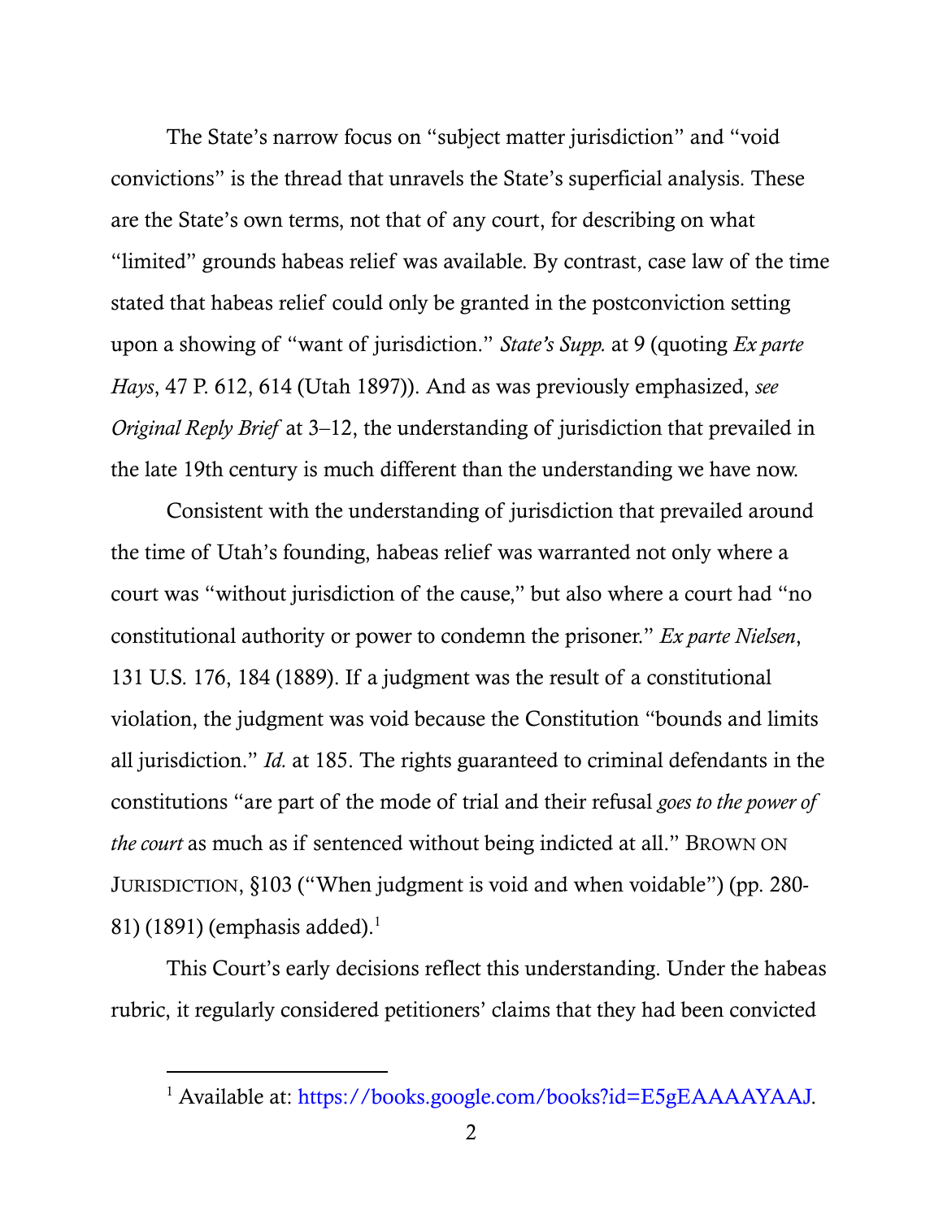The State's narrow focus on "subject matter jurisdiction" and "void convictions" is the thread that unravels the State's superficial analysis. These are the State's own terms, not that of any court, for describing on what "limited" grounds habeas relief was available. By contrast, case law of the time stated that habeas relief could only be granted in the postconviction setting upon a showing of "want of jurisdiction." *State's Supp.* at 9 (quoting *Ex parte Hays*, 47 P. 612, 614 (Utah 1897)). And as was previously emphasized, *see Original Reply Brief* at 3–12, the understanding of jurisdiction that prevailed in the late 19th century is much different than the understanding we have now.

Consistent with the understanding of jurisdiction that prevailed around the time of Utah's founding, habeas relief was warranted not only where a court was "without jurisdiction of the cause," but also where a court had "no constitutional authority or power to condemn the prisoner." *Ex parte Nielsen*, 131 U.S. 176, 184 (1889). If a judgment was the result of a constitutional violation, the judgment was void because the Constitution "bounds and limits all jurisdiction." *Id.* at 185. The rights guaranteed to criminal defendants in the constitutions "are part of the mode of trial and their refusal *goes to the power of the court* as much as if sentenced without being indicted at all." BROWN ON JURISDICTION, §103 ("When judgment is void and when voidable") (pp. 280-81) (1891) (emphasis added).[1]

This Court's early decisions reflect this understanding. Under the habeas rubric, it regularly considered petitioners' claims that they had been convicted

[1] Available at: https://books.google.com/books?id=E5gEAAAAYAAJ.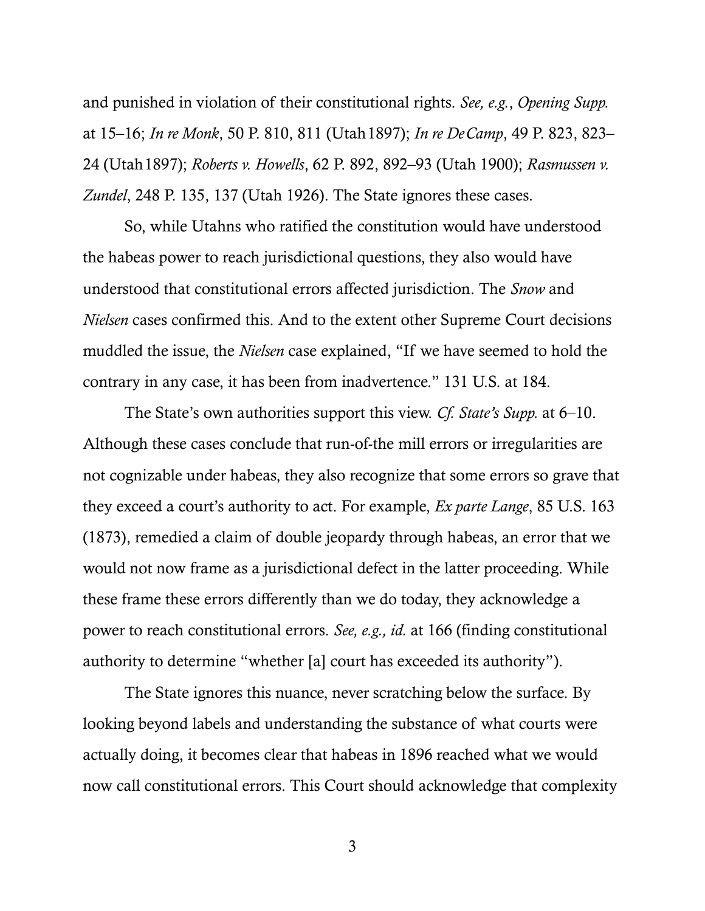and punished in violation of their constitutional rights. *See, e.g.*, *Opening Supp.* at 15–16; *In re Monk*, 50 P. 810, 811 (Utah 1897); *In re DeCamp*, 49 P. 823, 823–24 (Utah 1897); *Roberts v. Howells*, 62 P. 892, 892–93 (Utah 1900); *Rasmussen v. Zundel*, 248 P. 135, 137 (Utah 1926). The State ignores these cases.

So, while Utahns who ratified the constitution would have understood the habeas power to reach jurisdictional questions, they also would have understood that constitutional errors affected jurisdiction. The *Snow* and *Nielsen* cases confirmed this. And to the extent other Supreme Court decisions muddled the issue, the *Nielsen* case explained, "If we have seemed to hold the contrary in any case, it has been from inadvertence." 131 U.S. at 184.

The State's own authorities support this view. *Cf. State's Supp.* at 6–10. Although these cases conclude that run-of-the mill errors or irregularities are not cognizable under habeas, they also recognize that some errors so grave that they exceed a court's authority to act. For example, *Ex parte Lange*, 85 U.S. 163 (1873), remedied a claim of double jeopardy through habeas, an error that we would not now frame as a jurisdictional defect in the latter proceeding. While these frame these errors differently than we do today, they acknowledge a power to reach constitutional errors. *See, e.g., id.* at 166 (finding constitutional authority to determine "whether [a] court has exceeded its authority").

The State ignores this nuance, never scratching below the surface. By looking beyond labels and understanding the substance of what courts were actually doing, it becomes clear that habeas in 1896 reached what we would now call constitutional errors. This Court should acknowledge that complexity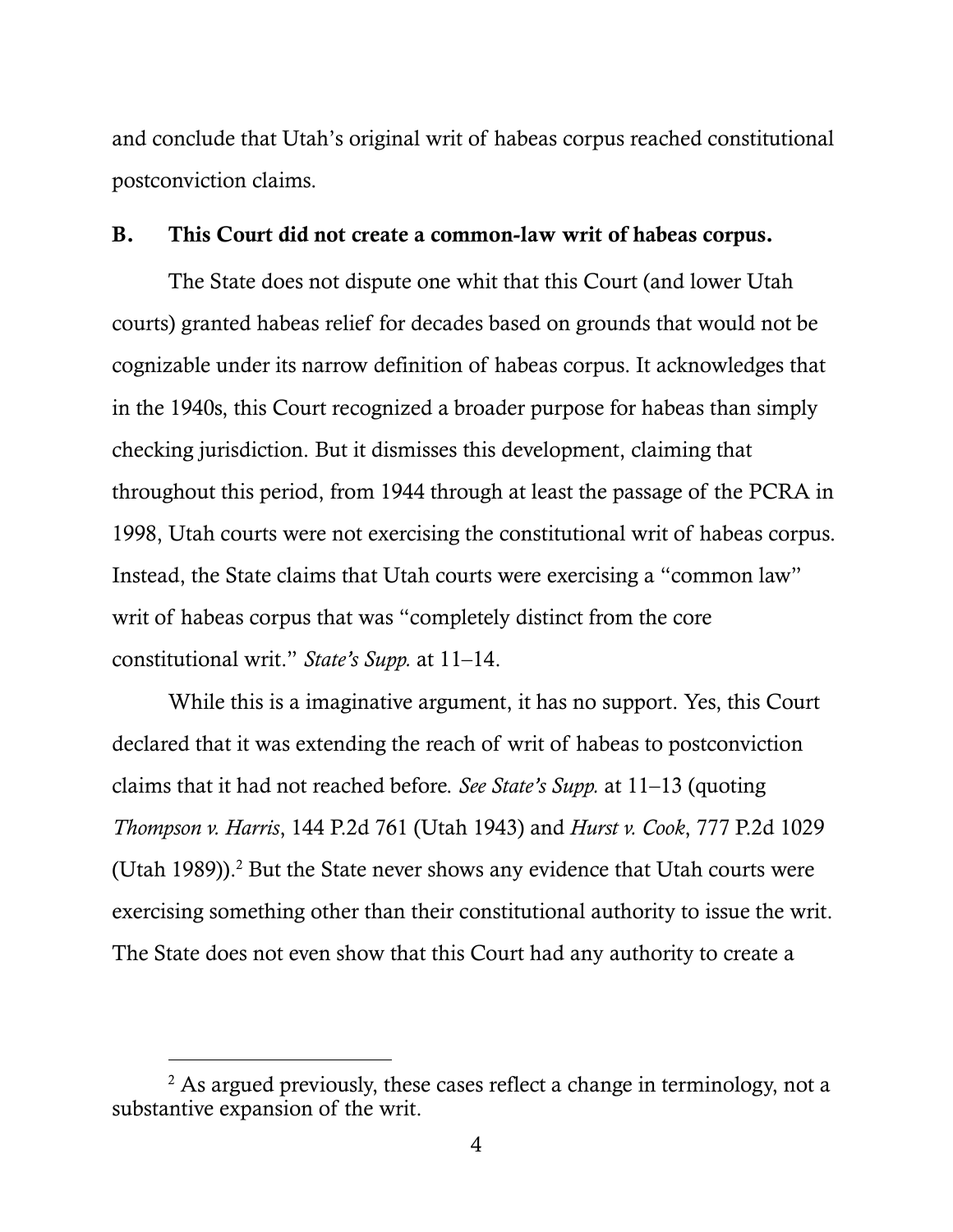and conclude that Utah's original writ of habeas corpus reached constitutional postconviction claims.

### B. This Court did not create a common-law writ of habeas corpus.

The State does not dispute one whit that this Court (and lower Utah courts) granted habeas relief for decades based on grounds that would not be cognizable under its narrow definition of habeas corpus. It acknowledges that in the 1940s, this Court recognized a broader purpose for habeas than simply checking jurisdiction. But it dismisses this development, claiming that throughout this period, from 1944 through at least the passage of the PCRA in 1998, Utah courts were not exercising the constitutional writ of habeas corpus. Instead, the State claims that Utah courts were exercising a "common law" writ of habeas corpus that was "completely distinct from the core constitutional writ." *State's Supp.* at 11–14.

While this is a imaginative argument, it has no support. Yes, this Court declared that it was extending the reach of writ of habeas to postconviction claims that it had not reached before. *See State's Supp.* at 11–13 (quoting *Thompson v. Harris*, 144 P.2d 761 (Utah 1943) and *Hurst v. Cook*, 777 P.2d 1029 (Utah 1989)).[2] But the State never shows any evidence that Utah courts were exercising something other than their constitutional authority to issue the writ. The State does not even show that this Court had any authority to create a

[2] As argued previously, these cases reflect a change in terminology, not a substantive expansion of the writ.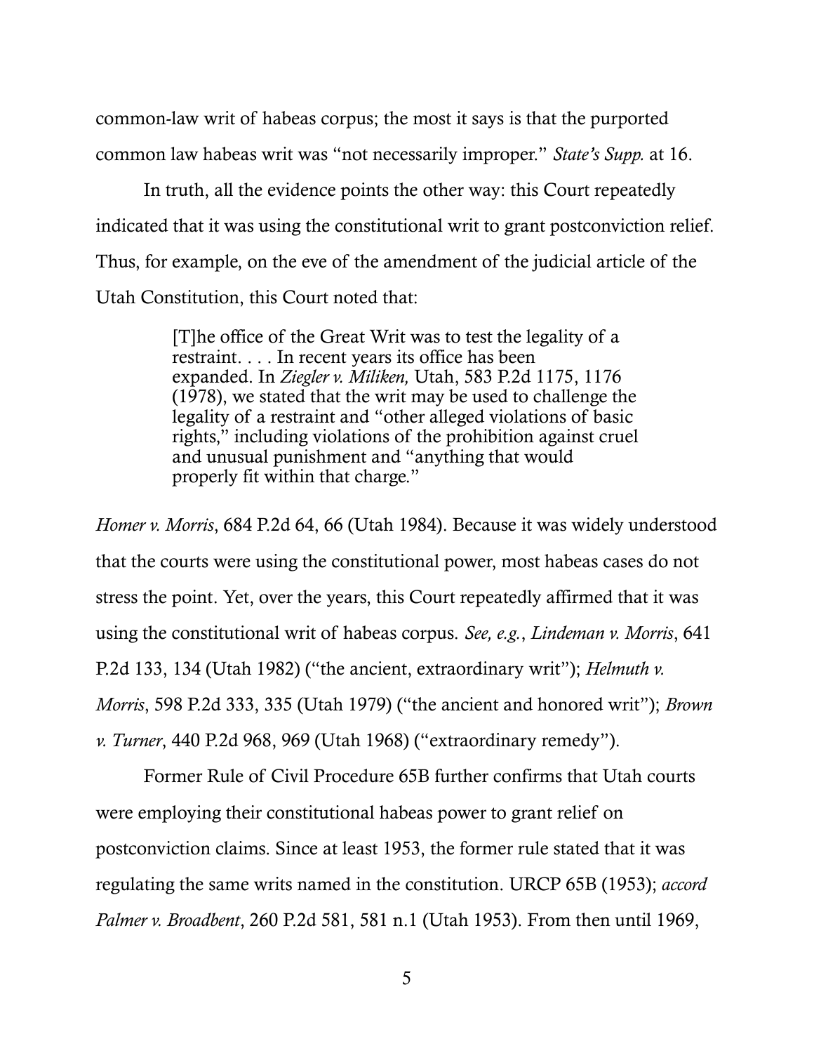common-law writ of habeas corpus; the most it says is that the purported common law habeas writ was "not necessarily improper." *State's Supp.* at 16.

In truth, all the evidence points the other way: this Court repeatedly indicated that it was using the constitutional writ to grant postconviction relief. Thus, for example, on the eve of the amendment of the judicial article of the Utah Constitution, this Court noted that:

> [T]he office of the Great Writ was to test the legality of a restraint. . . . In recent years its office has been expanded. In *Ziegler v. Miliken,* Utah, 583 P.2d 1175, 1176 (1978), we stated that the writ may be used to challenge the legality of a restraint and "other alleged violations of basic rights," including violations of the prohibition against cruel and unusual punishment and "anything that would properly fit within that charge."

*Homer v. Morris*, 684 P.2d 64, 66 (Utah 1984). Because it was widely understood that the courts were using the constitutional power, most habeas cases do not stress the point. Yet, over the years, this Court repeatedly affirmed that it was using the constitutional writ of habeas corpus. *See, e.g.*, *Lindeman v. Morris*, 641 P.2d 133, 134 (Utah 1982) ("the ancient, extraordinary writ"); *Helmuth v. Morris*, 598 P.2d 333, 335 (Utah 1979) ("the ancient and honored writ"); *Brown v. Turner*, 440 P.2d 968, 969 (Utah 1968) ("extraordinary remedy").

Former Rule of Civil Procedure 65B further confirms that Utah courts were employing their constitutional habeas power to grant relief on postconviction claims. Since at least 1953, the former rule stated that it was regulating the same writs named in the constitution. URCP 65B (1953); *accord Palmer v. Broadbent*, 260 P.2d 581, 581 n.1 (Utah 1953). From then until 1969,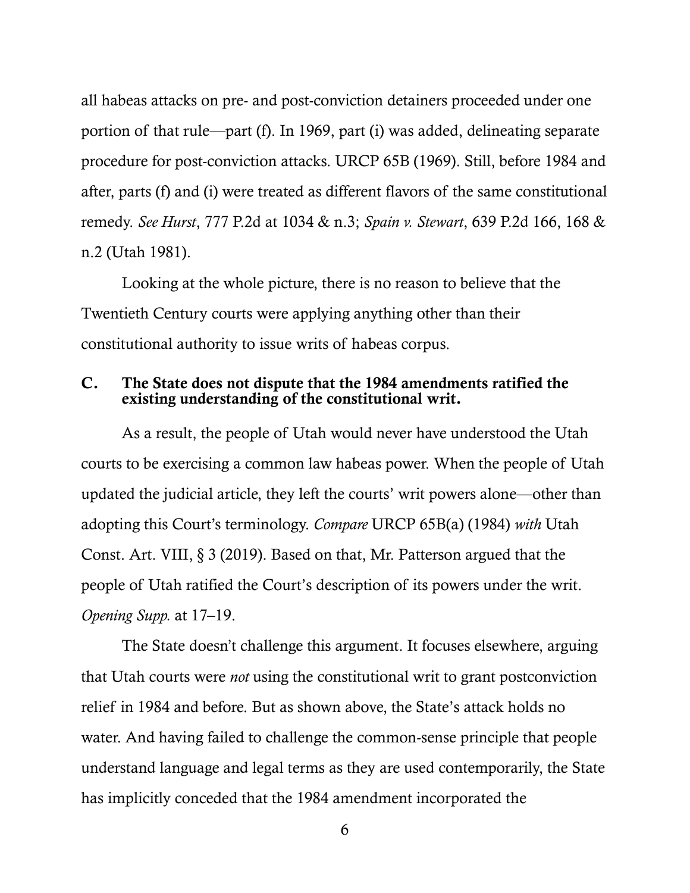all habeas attacks on pre- and post-conviction detainers proceeded under one portion of that rule—part (f). In 1969, part (i) was added, delineating separate procedure for post-conviction attacks. URCP 65B (1969). Still, before 1984 and after, parts (f) and (i) were treated as different flavors of the same constitutional remedy. *See Hurst*, 777 P.2d at 1034 & n.3; *Spain v. Stewart*, 639 P.2d 166, 168 & n.2 (Utah 1981).

Looking at the whole picture, there is no reason to believe that the Twentieth Century courts were applying anything other than their constitutional authority to issue writs of habeas corpus.

### C. The State does not dispute that the 1984 amendments ratified the existing understanding of the constitutional writ.

As a result, the people of Utah would never have understood the Utah courts to be exercising a common law habeas power. When the people of Utah updated the judicial article, they left the courts' writ powers alone—other than adopting this Court's terminology. *Compare* URCP 65B(a) (1984) *with* Utah Const. Art. VIII, § 3 (2019). Based on that, Mr. Patterson argued that the people of Utah ratified the Court's description of its powers under the writ. *Opening Supp.* at 17–19.

The State doesn't challenge this argument. It focuses elsewhere, arguing that Utah courts were *not* using the constitutional writ to grant postconviction relief in 1984 and before. But as shown above, the State's attack holds no water. And having failed to challenge the common-sense principle that people understand language and legal terms as they are used contemporarily, the State has implicitly conceded that the 1984 amendment incorporated the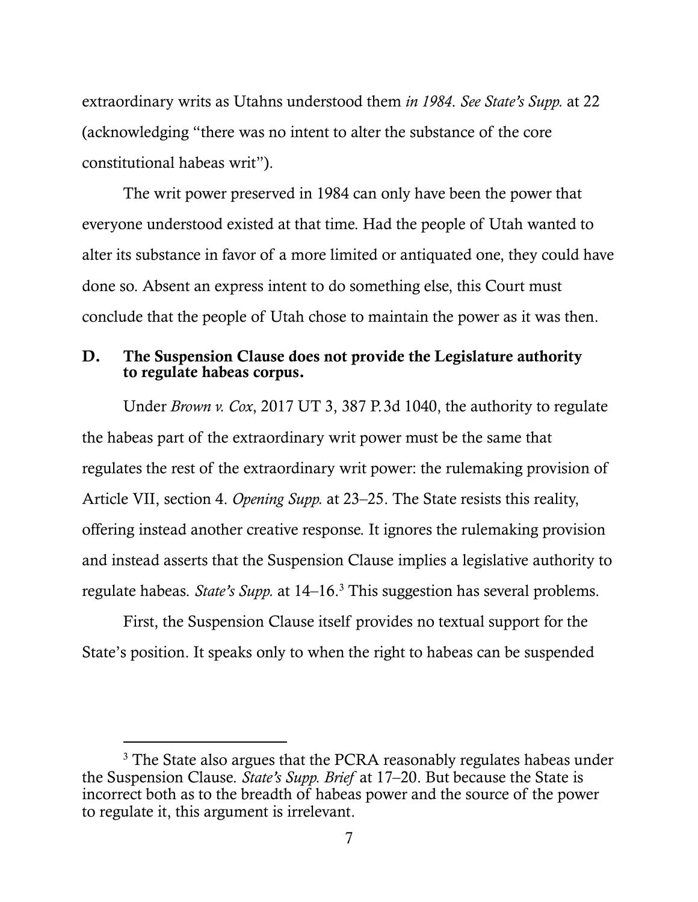extraordinary writs as Utahns understood them *in 1984*. *See State's Supp.* at 22 (acknowledging "there was no intent to alter the substance of the core constitutional habeas writ").

The writ power preserved in 1984 can only have been the power that everyone understood existed at that time. Had the people of Utah wanted to alter its substance in favor of a more limited or antiquated one, they could have done so. Absent an express intent to do something else, this Court must conclude that the people of Utah chose to maintain the power as it was then.

### D. The Suspension Clause does not provide the Legislature authority to regulate habeas corpus.

Under *Brown v. Cox*, 2017 UT 3, 387 P.3d 1040, the authority to regulate the habeas part of the extraordinary writ power must be the same that regulates the rest of the extraordinary writ power: the rulemaking provision of Article VII, section 4. *Opening Supp.* at 23–25. The State resists this reality, offering instead another creative response. It ignores the rulemaking provision and instead asserts that the Suspension Clause implies a legislative authority to regulate habeas. *State's Supp.* at 14–16.[3] This suggestion has several problems.

First, the Suspension Clause itself provides no textual support for the State's position. It speaks only to when the right to habeas can be suspended

---

[3] The State also argues that the PCRA reasonably regulates habeas under the Suspension Clause. *State's Supp. Brief* at 17–20. But because the State is incorrect both as to the breadth of habeas power and the source of the power to regulate it, this argument is irrelevant.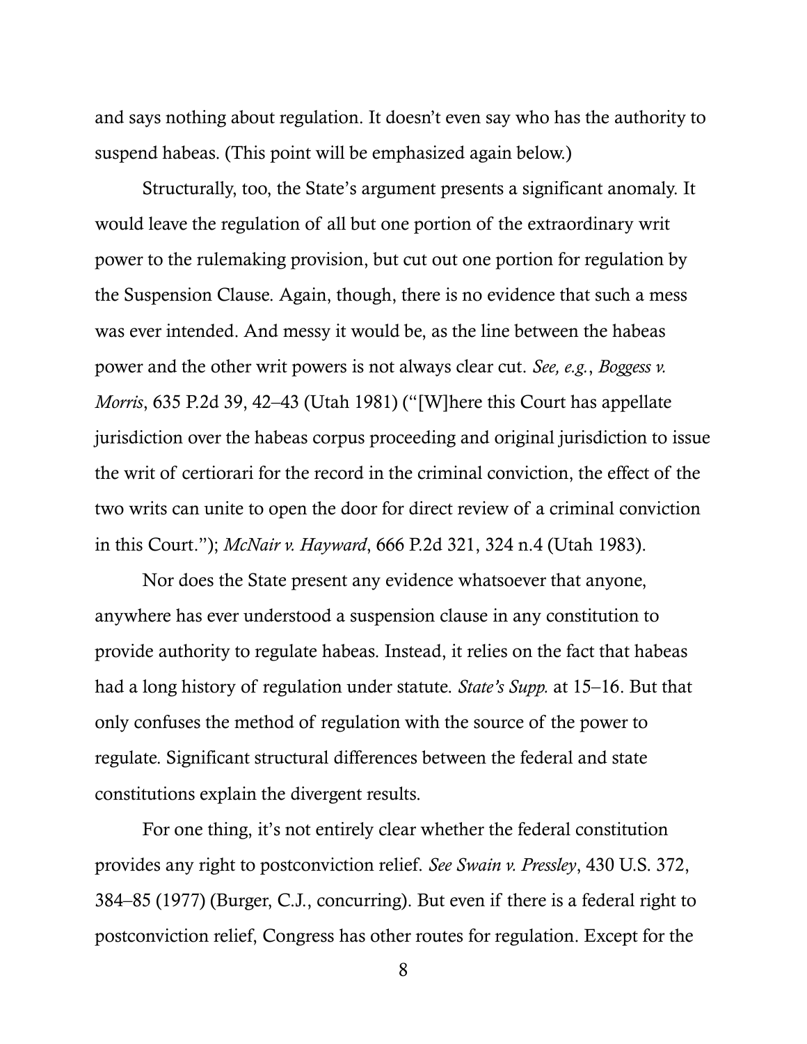and says nothing about regulation. It doesn't even say who has the authority to suspend habeas. (This point will be emphasized again below.)

Structurally, too, the State's argument presents a significant anomaly. It would leave the regulation of all but one portion of the extraordinary writ power to the rulemaking provision, but cut out one portion for regulation by the Suspension Clause. Again, though, there is no evidence that such a mess was ever intended. And messy it would be, as the line between the habeas power and the other writ powers is not always clear cut. *See, e.g.*, *Boggess v. Morris*, 635 P.2d 39, 42–43 (Utah 1981) ("[W]here this Court has appellate jurisdiction over the habeas corpus proceeding and original jurisdiction to issue the writ of certiorari for the record in the criminal conviction, the effect of the two writs can unite to open the door for direct review of a criminal conviction in this Court."); *McNair v. Hayward*, 666 P.2d 321, 324 n.4 (Utah 1983).

Nor does the State present any evidence whatsoever that anyone, anywhere has ever understood a suspension clause in any constitution to provide authority to regulate habeas. Instead, it relies on the fact that habeas had a long history of regulation under statute. *State's Supp.* at 15–16. But that only confuses the method of regulation with the source of the power to regulate. Significant structural differences between the federal and state constitutions explain the divergent results.

For one thing, it's not entirely clear whether the federal constitution provides any right to postconviction relief. *See Swain v. Pressley*, 430 U.S. 372, 384–85 (1977) (Burger, C.J., concurring). But even if there is a federal right to postconviction relief, Congress has other routes for regulation. Except for the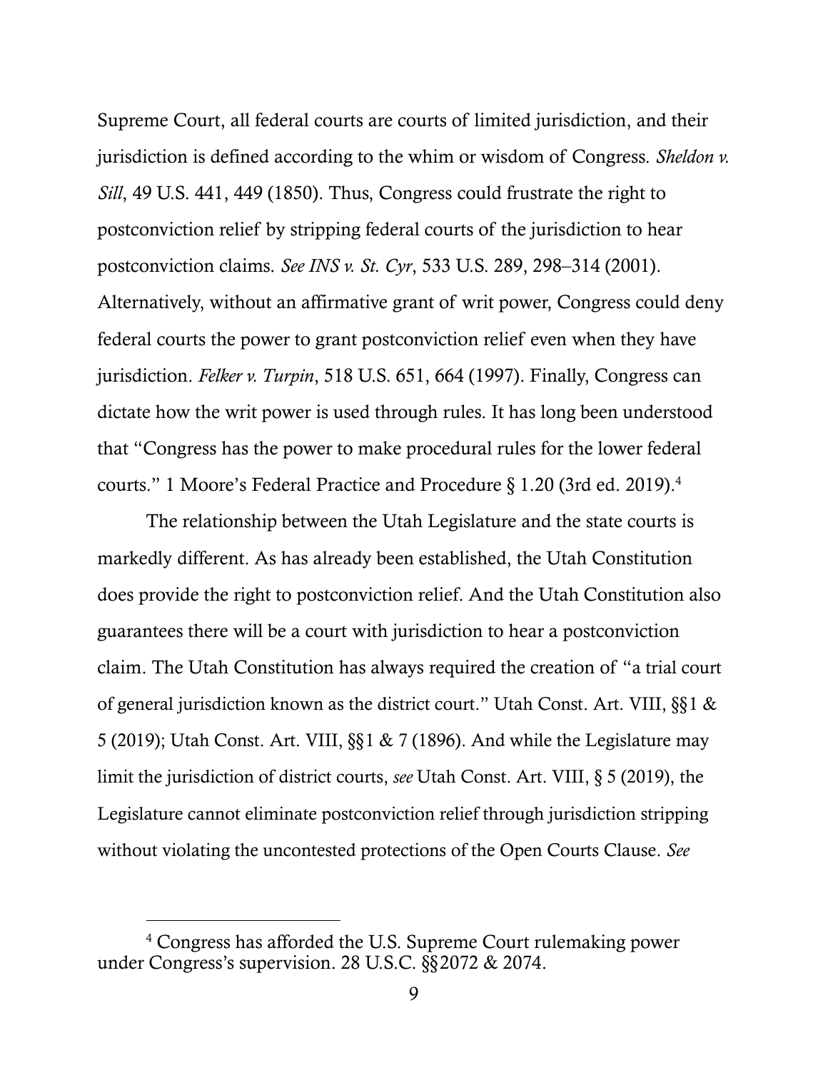Supreme Court, all federal courts are courts of limited jurisdiction, and their jurisdiction is defined according to the whim or wisdom of Congress. *Sheldon v. Sill*, 49 U.S. 441, 449 (1850). Thus, Congress could frustrate the right to postconviction relief by stripping federal courts of the jurisdiction to hear postconviction claims. *See INS v. St. Cyr*, 533 U.S. 289, 298–314 (2001). Alternatively, without an affirmative grant of writ power, Congress could deny federal courts the power to grant postconviction relief even when they have jurisdiction. *Felker v. Turpin*, 518 U.S. 651, 664 (1997). Finally, Congress can dictate how the writ power is used through rules. It has long been understood that "Congress has the power to make procedural rules for the lower federal courts." 1 Moore's Federal Practice and Procedure § 1.20 (3rd ed. 2019).[4]

The relationship between the Utah Legislature and the state courts is markedly different. As has already been established, the Utah Constitution does provide the right to postconviction relief. And the Utah Constitution also guarantees there will be a court with jurisdiction to hear a postconviction claim. The Utah Constitution has always required the creation of "a trial court of general jurisdiction known as the district court." Utah Const. Art. VIII, §§1 & 5 (2019); Utah Const. Art. VIII, §§1 & 7 (1896). And while the Legislature may limit the jurisdiction of district courts, *see* Utah Const. Art. VIII, § 5 (2019), the Legislature cannot eliminate postconviction relief through jurisdiction stripping without violating the uncontested protections of the Open Courts Clause. *See*

[4] Congress has afforded the U.S. Supreme Court rulemaking power under Congress's supervision. 28 U.S.C. §§2072 & 2074.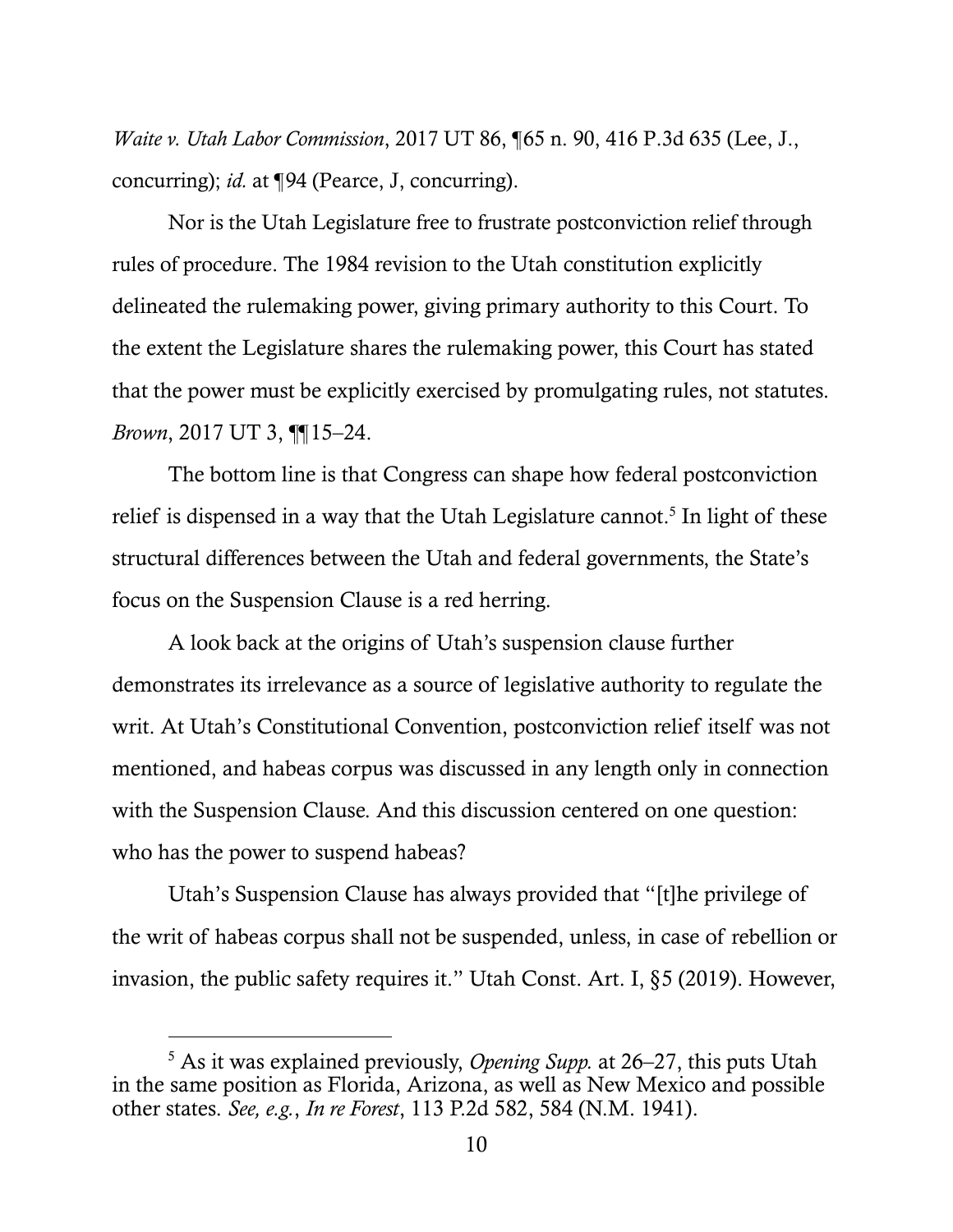*Waite v. Utah Labor Commission*, 2017 UT 86, ¶65 n. 90, 416 P.3d 635 (Lee, J., concurring); *id.* at ¶94 (Pearce, J, concurring).

Nor is the Utah Legislature free to frustrate postconviction relief through rules of procedure. The 1984 revision to the Utah constitution explicitly delineated the rulemaking power, giving primary authority to this Court. To the extent the Legislature shares the rulemaking power, this Court has stated that the power must be explicitly exercised by promulgating rules, not statutes. *Brown*, 2017 UT 3, ¶¶15–24.

The bottom line is that Congress can shape how federal postconviction relief is dispensed in a way that the Utah Legislature cannot.[5] In light of these structural differences between the Utah and federal governments, the State's focus on the Suspension Clause is a red herring.

A look back at the origins of Utah's suspension clause further demonstrates its irrelevance as a source of legislative authority to regulate the writ. At Utah's Constitutional Convention, postconviction relief itself was not mentioned, and habeas corpus was discussed in any length only in connection with the Suspension Clause*.* And this discussion centered on one question: who has the power to suspend habeas?

Utah's Suspension Clause has always provided that "[t]he privilege of the writ of habeas corpus shall not be suspended, unless, in case of rebellion or invasion, the public safety requires it." Utah Const. Art. I, §5 (2019). However,

[5] As it was explained previously, *Opening Supp.* at 26–27, this puts Utah in the same position as Florida, Arizona, as well as New Mexico and possible other states. *See, e.g.*, *In re Forest*, 113 P.2d 582, 584 (N.M. 1941).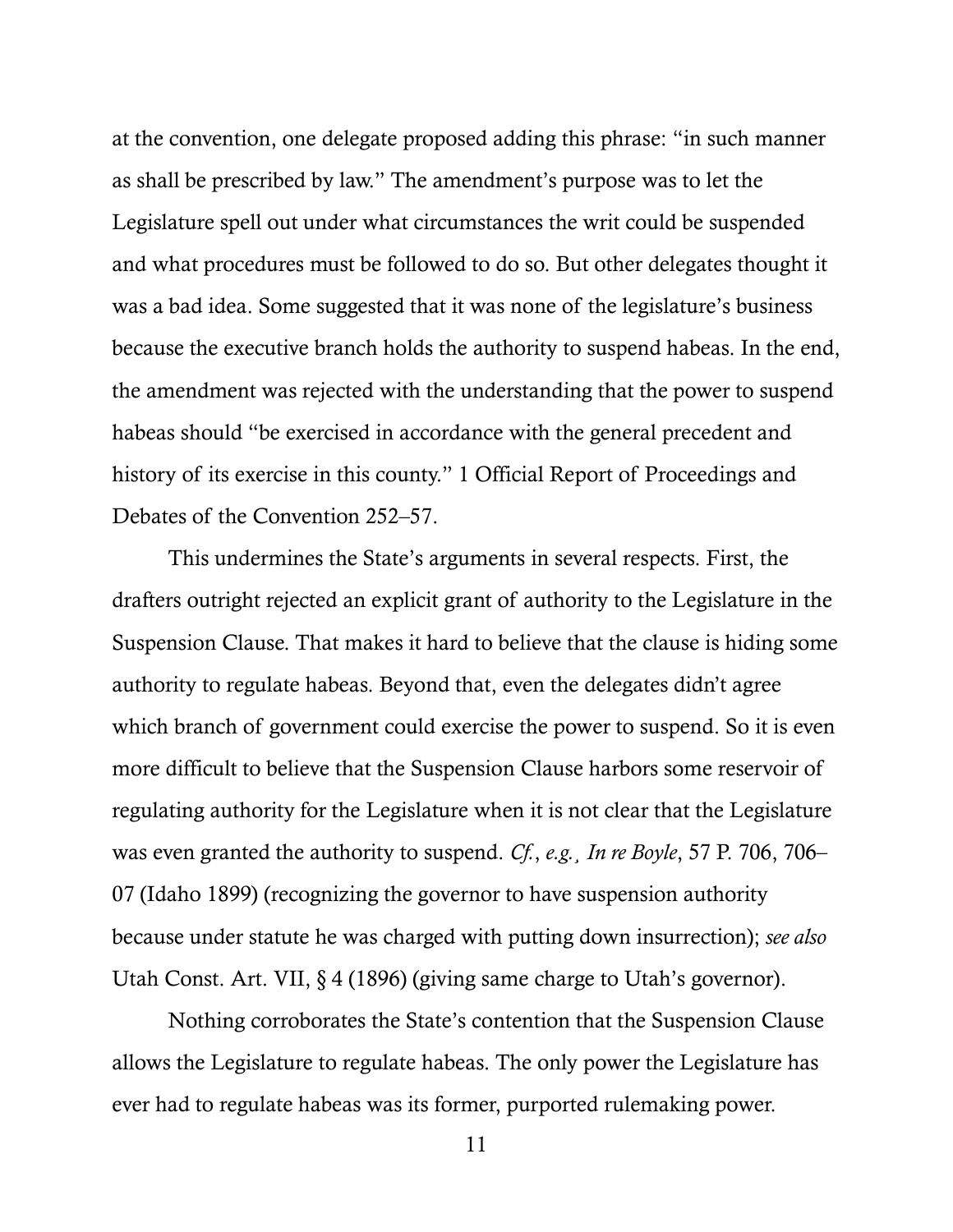at the convention, one delegate proposed adding this phrase: "in such manner as shall be prescribed by law." The amendment's purpose was to let the Legislature spell out under what circumstances the writ could be suspended and what procedures must be followed to do so. But other delegates thought it was a bad idea. Some suggested that it was none of the legislature's business because the executive branch holds the authority to suspend habeas. In the end, the amendment was rejected with the understanding that the power to suspend habeas should "be exercised in accordance with the general precedent and history of its exercise in this county." 1 Official Report of Proceedings and Debates of the Convention 252–57.

This undermines the State's arguments in several respects. First, the drafters outright rejected an explicit grant of authority to the Legislature in the Suspension Clause. That makes it hard to believe that the clause is hiding some authority to regulate habeas. Beyond that, even the delegates didn't agree which branch of government could exercise the power to suspend. So it is even more difficult to believe that the Suspension Clause harbors some reservoir of regulating authority for the Legislature when it is not clear that the Legislature was even granted the authority to suspend. *Cf.*, *e.g.*¸ *In re Boyle*, 57 P. 706, 706–07 (Idaho 1899) (recognizing the governor to have suspension authority because under statute he was charged with putting down insurrection); *see also* Utah Const. Art. VII, § 4 (1896) (giving same charge to Utah's governor).

Nothing corroborates the State's contention that the Suspension Clause allows the Legislature to regulate habeas. The only power the Legislature has ever had to regulate habeas was its former, purported rulemaking power.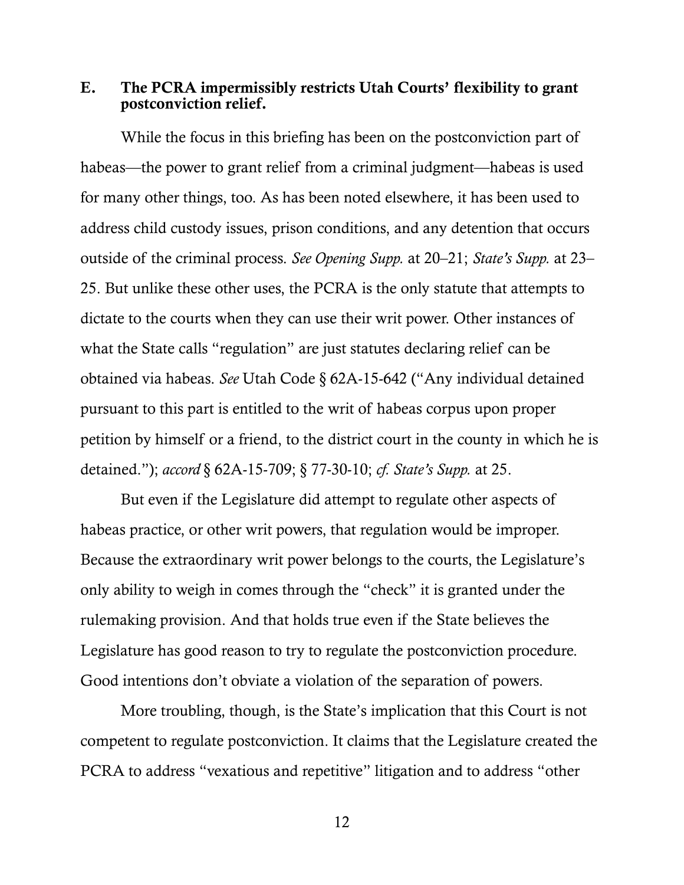### E. The PCRA impermissibly restricts Utah Courts' flexibility to grant postconviction relief.

While the focus in this briefing has been on the postconviction part of habeas—the power to grant relief from a criminal judgment—habeas is used for many other things, too. As has been noted elsewhere, it has been used to address child custody issues, prison conditions, and any detention that occurs outside of the criminal process. *See Opening Supp.* at 20–21; *State's Supp.* at 23–25. But unlike these other uses, the PCRA is the only statute that attempts to dictate to the courts when they can use their writ power. Other instances of what the State calls "regulation" are just statutes declaring relief can be obtained via habeas. *See* Utah Code § 62A-15-642 ("Any individual detained pursuant to this part is entitled to the writ of habeas corpus upon proper petition by himself or a friend, to the district court in the county in which he is detained."); *accord* § 62A-15-709; § 77-30-10; *cf. State's Supp.* at 25.

But even if the Legislature did attempt to regulate other aspects of habeas practice, or other writ powers, that regulation would be improper. Because the extraordinary writ power belongs to the courts, the Legislature's only ability to weigh in comes through the "check" it is granted under the rulemaking provision. And that holds true even if the State believes the Legislature has good reason to try to regulate the postconviction procedure. Good intentions don't obviate a violation of the separation of powers.

More troubling, though, is the State's implication that this Court is not competent to regulate postconviction. It claims that the Legislature created the PCRA to address "vexatious and repetitive" litigation and to address "other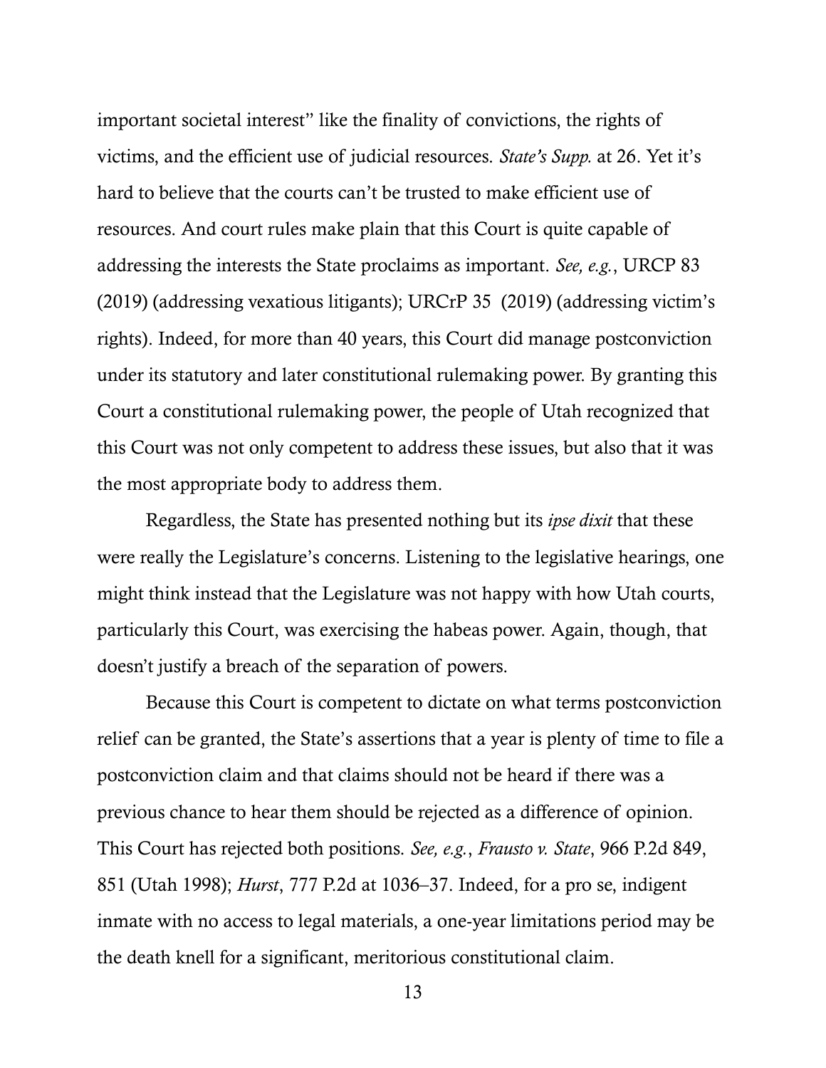important societal interest" like the finality of convictions, the rights of victims, and the efficient use of judicial resources. *State's Supp.* at 26. Yet it's hard to believe that the courts can't be trusted to make efficient use of resources. And court rules make plain that this Court is quite capable of addressing the interests the State proclaims as important. *See, e.g.*, URCP 83 (2019) (addressing vexatious litigants); URCrP 35 (2019) (addressing victim's rights). Indeed, for more than 40 years, this Court did manage postconviction under its statutory and later constitutional rulemaking power. By granting this Court a constitutional rulemaking power, the people of Utah recognized that this Court was not only competent to address these issues, but also that it was the most appropriate body to address them.

Regardless, the State has presented nothing but its *ipse dixit* that these were really the Legislature's concerns. Listening to the legislative hearings, one might think instead that the Legislature was not happy with how Utah courts, particularly this Court, was exercising the habeas power. Again, though, that doesn't justify a breach of the separation of powers.

Because this Court is competent to dictate on what terms postconviction relief can be granted, the State's assertions that a year is plenty of time to file a postconviction claim and that claims should not be heard if there was a previous chance to hear them should be rejected as a difference of opinion. This Court has rejected both positions. *See, e.g.*, *Frausto v. State*, 966 P.2d 849, 851 (Utah 1998); *Hurst*, 777 P.2d at 1036–37. Indeed, for a pro se, indigent inmate with no access to legal materials, a one-year limitations period may be the death knell for a significant, meritorious constitutional claim.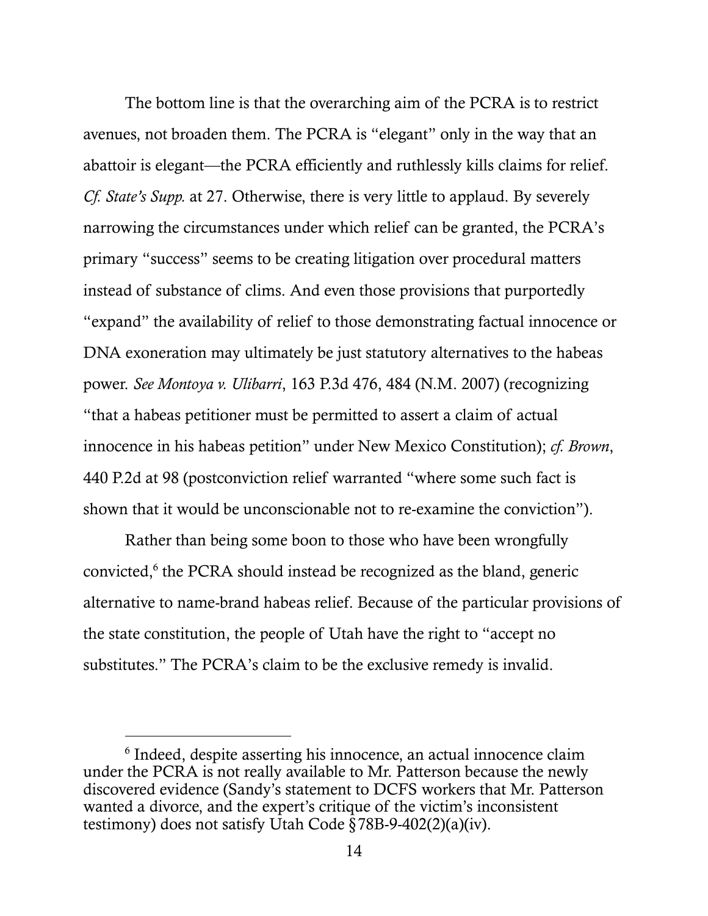The bottom line is that the overarching aim of the PCRA is to restrict avenues, not broaden them. The PCRA is "elegant" only in the way that an abattoir is elegant—the PCRA efficiently and ruthlessly kills claims for relief. *Cf. State's Supp.* at 27. Otherwise, there is very little to applaud. By severely narrowing the circumstances under which relief can be granted, the PCRA's primary "success" seems to be creating litigation over procedural matters instead of substance of clims. And even those provisions that purportedly "expand" the availability of relief to those demonstrating factual innocence or DNA exoneration may ultimately be just statutory alternatives to the habeas power. *See Montoya v. Ulibarri*, 163 P.3d 476, 484 (N.M. 2007) (recognizing "that a habeas petitioner must be permitted to assert a claim of actual innocence in his habeas petition" under New Mexico Constitution); *cf. Brown*, 440 P.2d at 98 (postconviction relief warranted "where some such fact is shown that it would be unconscionable not to re-examine the conviction").

Rather than being some boon to those who have been wrongfully convicted,[6] the PCRA should instead be recognized as the bland, generic alternative to name-brand habeas relief. Because of the particular provisions of the state constitution, the people of Utah have the right to "accept no substitutes." The PCRA's claim to be the exclusive remedy is invalid.

---

[6] Indeed, despite asserting his innocence, an actual innocence claim under the PCRA is not really available to Mr. Patterson because the newly discovered evidence (Sandy's statement to DCFS workers that Mr. Patterson wanted a divorce, and the expert's critique of the victim's inconsistent testimony) does not satisfy Utah Code §78B-9-402(2)(a)(iv).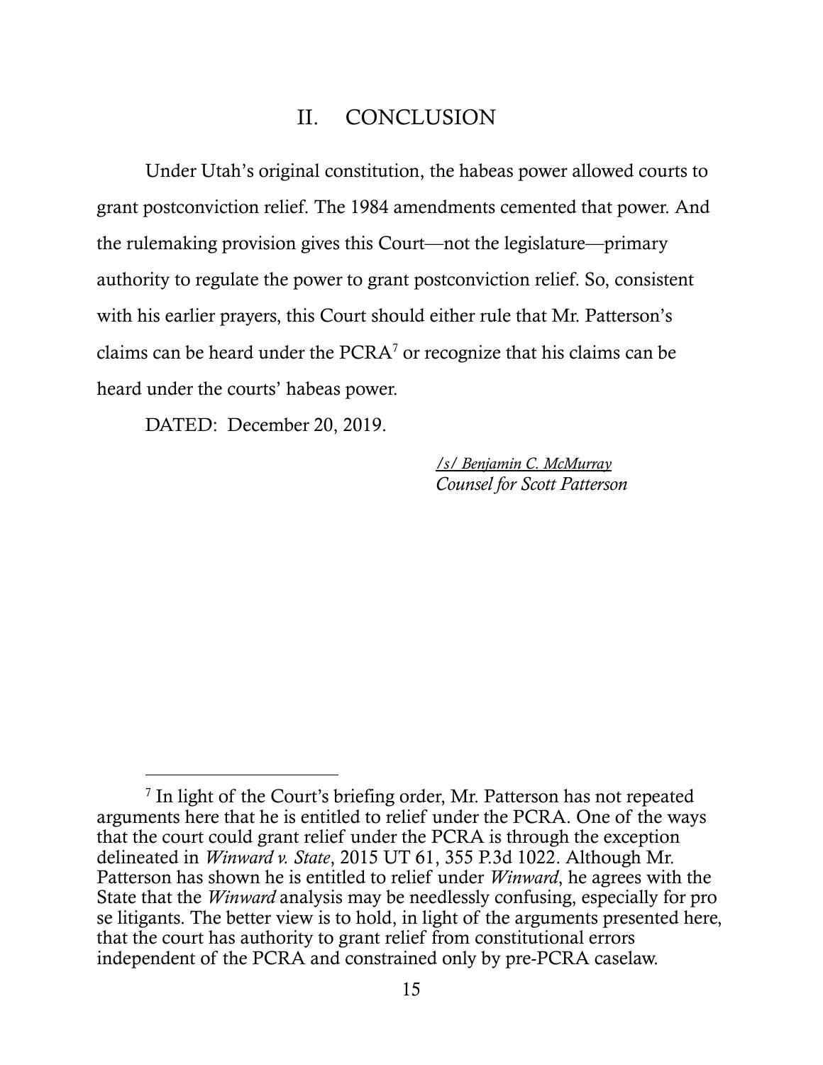## II. CONCLUSION

Under Utah's original constitution, the habeas power allowed courts to grant postconviction relief. The 1984 amendments cemented that power. And the rulemaking provision gives this Court—not the legislature—primary authority to regulate the power to grant postconviction relief. So, consistent with his earlier prayers, this Court should either rule that Mr. Patterson's claims can be heard under the PCRA[7] or recognize that his claims can be heard under the courts' habeas power.

DATED: December 20, 2019.

*/s/ Benjamin C. McMurray*
*Counsel for Scott Patterson*

---

[7] In light of the Court's briefing order, Mr. Patterson has not repeated arguments here that he is entitled to relief under the PCRA. One of the ways that the court could grant relief under the PCRA is through the exception delineated in *Winward v. State*, 2015 UT 61, 355 P.3d 1022. Although Mr. Patterson has shown he is entitled to relief under *Winward*, he agrees with the State that the *Winward* analysis may be needlessly confusing, especially for pro se litigants. The better view is to hold, in light of the arguments presented here, that the court has authority to grant relief from constitutional errors independent of the PCRA and constrained only by pre-PCRA caselaw.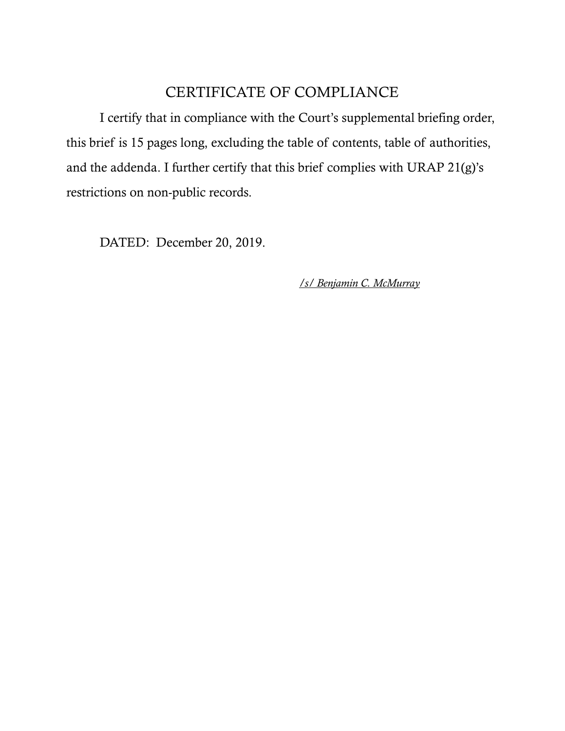# CERTIFICATE OF COMPLIANCE

I certify that in compliance with the Court's supplemental briefing order, this brief is 15 pages long, excluding the table of contents, table of authorities, and the addenda. I further certify that this brief complies with URAP 21(g)'s restrictions on non-public records.

DATED: December 20, 2019.

*/s/ Benjamin C. McMurray*